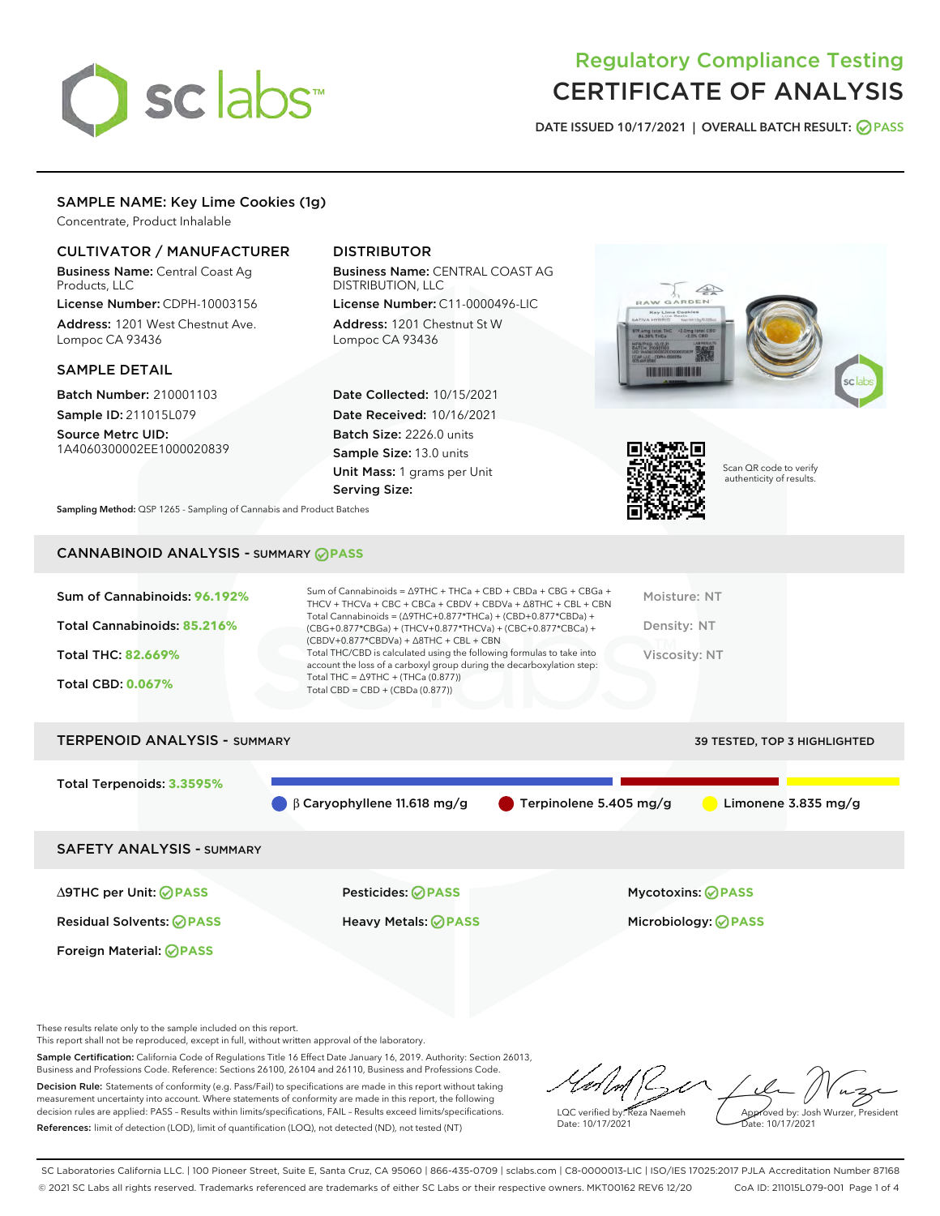# Regulatory Compliance Testing
# CERTIFICATE OF ANALYSIS

DATE ISSUED 10/17/2021 | OVERALL BATCH RESULT: PASS

## SAMPLE NAME: Key Lime Cookies (1g)

Concentrate, Product Inhalable

### CULTIVATOR / MANUFACTURER

**Business Name:** Central Coast Ag Products, LLC

**License Number:** CDPH-10003156

**Address:** 1201 West Chestnut Ave. Lompoc CA 93436

### DISTRIBUTOR

**Business Name:** CENTRAL COAST AG DISTRIBUTION, LLC

**License Number:** C11-0000496-LIC

**Address:** 1201 Chestnut St W Lompoc CA 93436

### SAMPLE DETAIL

**Batch Number:** 210001103

**Sample ID:** 211015L079

**Source Metrc UID:** 1A4060300002EE1000020839

**Date Collected:** 10/15/2021

**Date Received:** 10/16/2021

**Batch Size:** 2226.0 units

**Sample Size:** 13.0 units

**Unit Mass:** 1 grams per Unit

**Serving Size:**

Scan QR code to verify authenticity of results.

**Sampling Method:** QSP 1265 - Sampling of Cannabis and Product Batches

## CANNABINOID ANALYSIS - SUMMARY PASS

Sum of Cannabinoids: **96.192%**

Total Cannabinoids: **85.216%**

Total THC: **82.669%**

Total CBD: **0.067%**

Sum of Cannabinoids = Δ9THC + THCa + CBD + CBDa + CBG + CBGa + THCV + THCVa + CBC + CBCa + CBDV + CBDVa + Δ8THC + CBL + CBN

Total Cannabinoids = (Δ9THC+0.877*THCa) + (CBD+0.877*CBDa) + (CBG+0.877*CBGa) + (THCV+0.877*THCVa) + (CBC+0.877*CBCa) + (CBDV+0.877*CBDVa) + Δ8THC + CBL + CBN

Total THC/CBD is calculated using the following formulas to take into account the loss of a carboxyl group during the decarboxylation step:

Total THC = Δ9THC + (THCa (0.877))

Total CBD = CBD + (CBDa (0.877))

Moisture: NT

Density: NT

Viscosity: NT

## TERPENOID ANALYSIS - SUMMARY

39 TESTED, TOP 3 HIGHLIGHTED

Total Terpenoids: **3.3595%**

β Caryophyllene 11.618 mg/g | Terpinolene 5.405 mg/g | Limonene 3.835 mg/g

## SAFETY ANALYSIS - SUMMARY

| | | |
|---|---|---|
| Δ9THC per Unit: PASS | Pesticides: PASS | Mycotoxins: PASS |
| Residual Solvents: PASS | Heavy Metals: PASS | Microbiology: PASS |
| Foreign Material: PASS | | |

These results relate only to the sample included on this report.
This report shall not be reproduced, except in full, without written approval of the laboratory.

**Sample Certification:** California Code of Regulations Title 16 Effect Date January 16, 2019. Authority: Section 26013, Business and Professions Code. Reference: Sections 26100, 26104 and 26110, Business and Professions Code.

**Decision Rule:** Statements of conformity (e.g. Pass/Fail) to specifications are made in this report without taking measurement uncertainty into account. Where statements of conformity are made in this report, the following decision rules are applied: PASS – Results within limits/specifications, FAIL – Results exceed limits/specifications.

**References:** limit of detection (LOD), limit of quantification (LOQ), not detected (ND), not tested (NT)

LQC verified by: Reza Naemeh
Date: 10/17/2021

Approved by: Josh Wurzer, President
Date: 10/17/2021

SC Laboratories California LLC. | 100 Pioneer Street, Suite E, Santa Cruz, CA 95060 | 866-435-0709 | sclabs.com | C8-0000013-LIC | ISO/IES 17025:2017 PJLA Accreditation Number 87168
© 2021 SC Labs all rights reserved. Trademarks referenced are trademarks of either SC Labs or their respective owners. MKT00162 REV6 12/20 CoA ID: 211015L079-001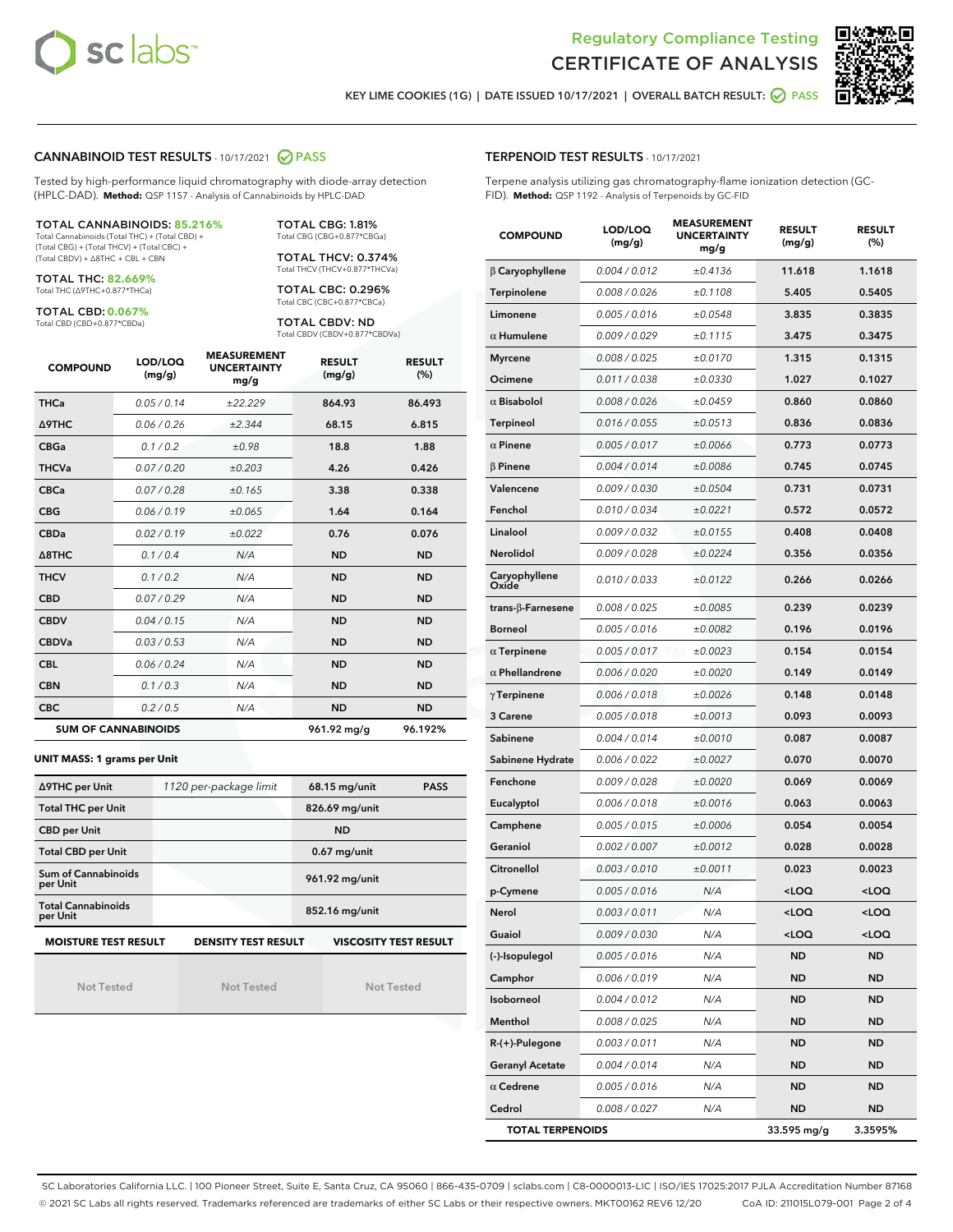# Regulatory Compliance Testing
# CERTIFICATE OF ANALYSIS

KEY LIME COOKIES (1G) | DATE ISSUED 10/17/2021 | OVERALL BATCH RESULT: PASS

## CANNABINOID TEST RESULTS - 10/17/2021 PASS

Tested by high-performance liquid chromatography with diode-array detection (HPLC-DAD). **Method:** QSP 1157 - Analysis of Cannabinoids by HPLC-DAD

**TOTAL CANNABINOIDS: 85.216%**
Total Cannabinoids (Total THC) + (Total CBD) + (Total CBG) + (Total THCV) + (Total CBC) + (Total CBDV) + Δ8THC + CBL + CBN

**TOTAL THC: 82.669%**
Total THC (Δ9THC+0.877*THCa)

**TOTAL CBD: 0.067%**
Total CBD (CBD+0.877*CBDa)

**TOTAL CBG: 1.81%**
Total CBG (CBG+0.877*CBGa)

**TOTAL THCV: 0.374%**
Total THCV (THCV+0.877*THCVa)

**TOTAL CBC: 0.296%**
Total CBC (CBC+0.877*CBCa)

**TOTAL CBDV: ND**
Total CBDV (CBDV+0.877*CBDVa)

| COMPOUND | LOD/LOQ (mg/g) | MEASUREMENT UNCERTAINTY mg/g | RESULT (mg/g) | RESULT (%) |
|---|---|---|---|---|
| THCa | 0.05 / 0.14 | ±22.229 | 864.93 | 86.493 |
| Δ9THC | 0.06 / 0.26 | ±2.344 | 68.15 | 6.815 |
| CBGa | 0.1 / 0.2 | ±0.98 | 18.8 | 1.88 |
| THCVa | 0.07 / 0.20 | ±0.203 | 4.26 | 0.426 |
| CBCa | 0.07 / 0.28 | ±0.165 | 3.38 | 0.338 |
| CBG | 0.06 / 0.19 | ±0.065 | 1.64 | 0.164 |
| CBDa | 0.02 / 0.19 | ±0.022 | 0.76 | 0.076 |
| Δ8THC | 0.1 / 0.4 | N/A | ND | ND |
| THCV | 0.1 / 0.2 | N/A | ND | ND |
| CBD | 0.07 / 0.29 | N/A | ND | ND |
| CBDV | 0.04 / 0.15 | N/A | ND | ND |
| CBDVa | 0.03 / 0.53 | N/A | ND | ND |
| CBL | 0.06 / 0.24 | N/A | ND | ND |
| CBN | 0.1 / 0.3 | N/A | ND | ND |
| CBC | 0.2 / 0.5 | N/A | ND | ND |
| **SUM OF CANNABINOIDS** | | | 961.92 mg/g | 96.192% |

**UNIT MASS: 1 grams per Unit**

| | | | |
|---|---|---|---|
| Δ9THC per Unit | 1120 per-package limit | 68.15 mg/unit | PASS |
| Total THC per Unit | | 826.69 mg/unit | |
| CBD per Unit | | ND | |
| Total CBD per Unit | | 0.67 mg/unit | |
| Sum of Cannabinoids per Unit | | 961.92 mg/unit | |
| Total Cannabinoids per Unit | | 852.16 mg/unit | |

| MOISTURE TEST RESULT | DENSITY TEST RESULT | VISCOSITY TEST RESULT |
|---|---|---|
| Not Tested | Not Tested | Not Tested |

## TERPENOID TEST RESULTS - 10/17/2021

Terpene analysis utilizing gas chromatography-flame ionization detection (GC-FID). **Method:** QSP 1192 - Analysis of Terpenoids by GC-FID

| COMPOUND | LOD/LOQ (mg/g) | MEASUREMENT UNCERTAINTY mg/g | RESULT (mg/g) | RESULT (%) |
|---|---|---|---|---|
| β Caryophyllene | 0.004 / 0.012 | ±0.4136 | 11.618 | 1.1618 |
| Terpinolene | 0.008 / 0.026 | ±0.1108 | 5.405 | 0.5405 |
| Limonene | 0.005 / 0.016 | ±0.0548 | 3.835 | 0.3835 |
| α Humulene | 0.009 / 0.029 | ±0.1115 | 3.475 | 0.3475 |
| Myrcene | 0.008 / 0.025 | ±0.0170 | 1.315 | 0.1315 |
| Ocimene | 0.011 / 0.038 | ±0.0330 | 1.027 | 0.1027 |
| α Bisabolol | 0.008 / 0.026 | ±0.0459 | 0.860 | 0.0860 |
| Terpineol | 0.016 / 0.055 | ±0.0513 | 0.836 | 0.0836 |
| α Pinene | 0.005 / 0.017 | ±0.0066 | 0.773 | 0.0773 |
| β Pinene | 0.004 / 0.014 | ±0.0086 | 0.745 | 0.0745 |
| Valencene | 0.009 / 0.030 | ±0.0504 | 0.731 | 0.0731 |
| Fenchol | 0.010 / 0.034 | ±0.0221 | 0.572 | 0.0572 |
| Linalool | 0.009 / 0.032 | ±0.0155 | 0.408 | 0.0408 |
| Nerolidol | 0.009 / 0.028 | ±0.0224 | 0.356 | 0.0356 |
| Caryophyllene Oxide | 0.010 / 0.033 | ±0.0122 | 0.266 | 0.0266 |
| trans-β-Farnesene | 0.008 / 0.025 | ±0.0085 | 0.239 | 0.0239 |
| Borneol | 0.005 / 0.016 | ±0.0082 | 0.196 | 0.0196 |
| α Terpinene | 0.005 / 0.017 | ±0.0023 | 0.154 | 0.0154 |
| α Phellandrene | 0.006 / 0.020 | ±0.0020 | 0.149 | 0.0149 |
| γ Terpinene | 0.006 / 0.018 | ±0.0026 | 0.148 | 0.0148 |
| 3 Carene | 0.005 / 0.018 | ±0.0013 | 0.093 | 0.0093 |
| Sabinene | 0.004 / 0.014 | ±0.0010 | 0.087 | 0.0087 |
| Sabinene Hydrate | 0.006 / 0.022 | ±0.0027 | 0.070 | 0.0070 |
| Fenchone | 0.009 / 0.028 | ±0.0020 | 0.069 | 0.0069 |
| Eucalyptol | 0.006 / 0.018 | ±0.0016 | 0.063 | 0.0063 |
| Camphene | 0.005 / 0.015 | ±0.0006 | 0.054 | 0.0054 |
| Geraniol | 0.002 / 0.007 | ±0.0012 | 0.028 | 0.0028 |
| Citronellol | 0.003 / 0.010 | ±0.0011 | 0.023 | 0.0023 |
| p-Cymene | 0.005 / 0.016 | N/A | <LOQ | <LOQ |
| Nerol | 0.003 / 0.011 | N/A | <LOQ | <LOQ |
| Guaiol | 0.009 / 0.030 | N/A | <LOQ | <LOQ |
| (-)-Isopulegol | 0.005 / 0.016 | N/A | ND | ND |
| Camphor | 0.006 / 0.019 | N/A | ND | ND |
| Isoborneol | 0.004 / 0.012 | N/A | ND | ND |
| Menthol | 0.008 / 0.025 | N/A | ND | ND |
| R-(+)-Pulegone | 0.003 / 0.011 | N/A | ND | ND |
| Geranyl Acetate | 0.004 / 0.014 | N/A | ND | ND |
| α Cedrene | 0.005 / 0.016 | N/A | ND | ND |
| Cedrol | 0.008 / 0.027 | N/A | ND | ND |
| **TOTAL TERPENOIDS** | | | 33.595 mg/g | 3.3595% |

SC Laboratories California LLC. | 100 Pioneer Street, Suite E, Santa Cruz, CA 95060 | 866-435-0709 | sclabs.com | C8-0000013-LIC | ISO/IES 17025:2017 PJLA Accreditation Number 87168
© 2021 SC Labs all rights reserved. Trademarks referenced are trademarks of either SC Labs or their respective owners. MKT00162 REV6 12/20 CoA ID: 211015L079-001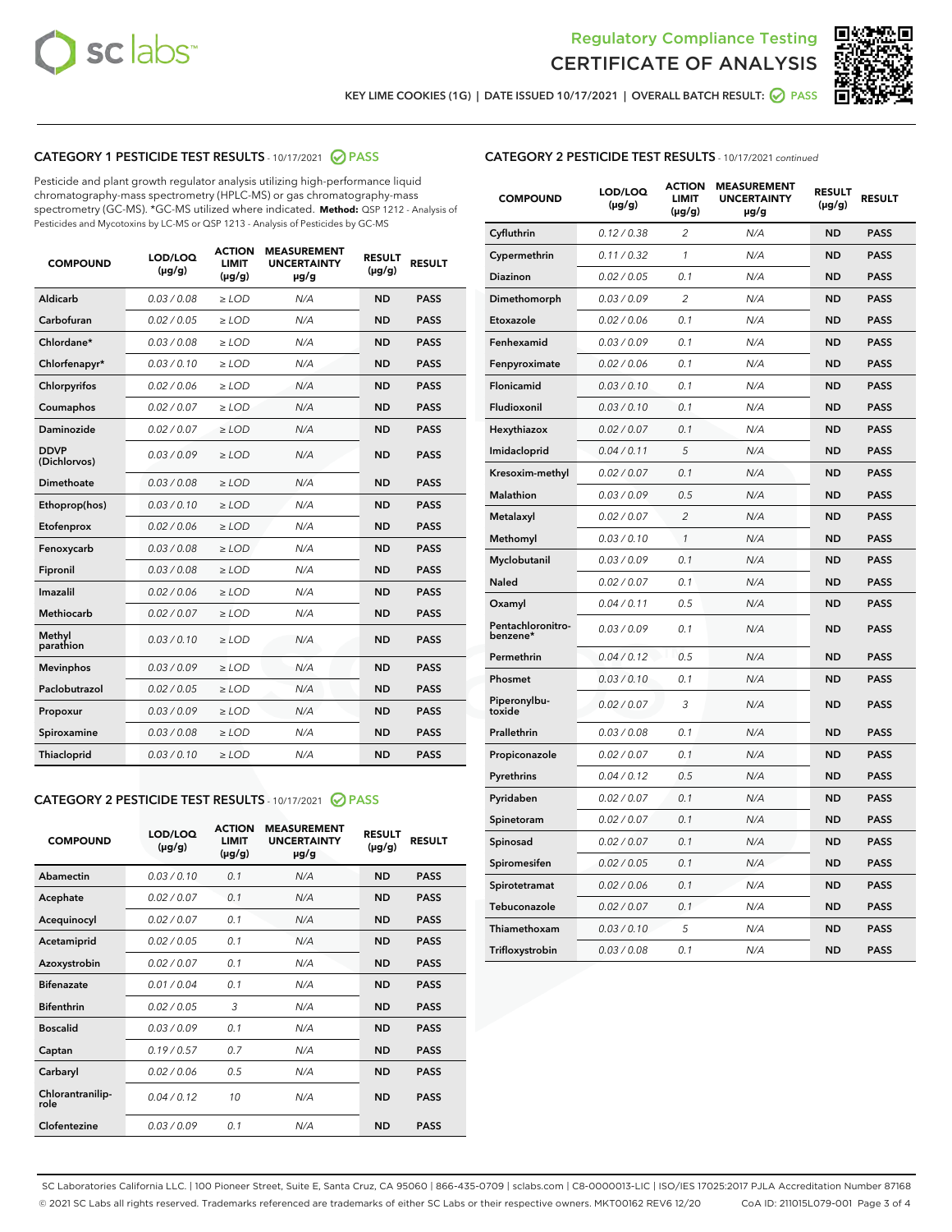# Regulatory Compliance Testing
# CERTIFICATE OF ANALYSIS

KEY LIME COOKIES (1G) | DATE ISSUED 10/17/2021 | OVERALL BATCH RESULT: PASS

## CATEGORY 1 PESTICIDE TEST RESULTS - 10/17/2021 PASS

Pesticide and plant growth regulator analysis utilizing high-performance liquid chromatography-mass spectrometry (HPLC-MS) or gas chromatography-mass spectrometry (GC-MS). *GC-MS utilized where indicated. **Method:** QSP 1212 - Analysis of Pesticides and Mycotoxins by LC-MS or QSP 1213 - Analysis of Pesticides by GC-MS

| COMPOUND | LOD/LOQ (µg/g) | ACTION LIMIT (µg/g) | MEASUREMENT UNCERTAINTY µg/g | RESULT (µg/g) | RESULT |
|---|---|---|---|---|---|
| Aldicarb | 0.03 / 0.08 | ≥ LOD | N/A | ND | PASS |
| Carbofuran | 0.02 / 0.05 | ≥ LOD | N/A | ND | PASS |
| Chlordane* | 0.03 / 0.08 | ≥ LOD | N/A | ND | PASS |
| Chlorfenapyr* | 0.03 / 0.10 | ≥ LOD | N/A | ND | PASS |
| Chlorpyrifos | 0.02 / 0.06 | ≥ LOD | N/A | ND | PASS |
| Coumaphos | 0.02 / 0.07 | ≥ LOD | N/A | ND | PASS |
| Daminozide | 0.02 / 0.07 | ≥ LOD | N/A | ND | PASS |
| DDVP (Dichlorvos) | 0.03 / 0.09 | ≥ LOD | N/A | ND | PASS |
| Dimethoate | 0.03 / 0.08 | ≥ LOD | N/A | ND | PASS |
| Ethoprop(hos) | 0.03 / 0.10 | ≥ LOD | N/A | ND | PASS |
| Etofenprox | 0.02 / 0.06 | ≥ LOD | N/A | ND | PASS |
| Fenoxycarb | 0.03 / 0.08 | ≥ LOD | N/A | ND | PASS |
| Fipronil | 0.03 / 0.08 | ≥ LOD | N/A | ND | PASS |
| Imazalil | 0.02 / 0.06 | ≥ LOD | N/A | ND | PASS |
| Methiocarb | 0.02 / 0.07 | ≥ LOD | N/A | ND | PASS |
| Methyl parathion | 0.03 / 0.10 | ≥ LOD | N/A | ND | PASS |
| Mevinphos | 0.03 / 0.09 | ≥ LOD | N/A | ND | PASS |
| Paclobutrazol | 0.02 / 0.05 | ≥ LOD | N/A | ND | PASS |
| Propoxur | 0.03 / 0.09 | ≥ LOD | N/A | ND | PASS |
| Spiroxamine | 0.03 / 0.08 | ≥ LOD | N/A | ND | PASS |
| Thiacloprid | 0.03 / 0.10 | ≥ LOD | N/A | ND | PASS |

## CATEGORY 2 PESTICIDE TEST RESULTS - 10/17/2021 PASS

| COMPOUND | LOD/LOQ (µg/g) | ACTION LIMIT (µg/g) | MEASUREMENT UNCERTAINTY µg/g | RESULT (µg/g) | RESULT |
|---|---|---|---|---|---|
| Abamectin | 0.03 / 0.10 | 0.1 | N/A | ND | PASS |
| Acephate | 0.02 / 0.07 | 0.1 | N/A | ND | PASS |
| Acequinocyl | 0.02 / 0.07 | 0.1 | N/A | ND | PASS |
| Acetamiprid | 0.02 / 0.05 | 0.1 | N/A | ND | PASS |
| Azoxystrobin | 0.02 / 0.07 | 0.1 | N/A | ND | PASS |
| Bifenazate | 0.01 / 0.04 | 0.1 | N/A | ND | PASS |
| Bifenthrin | 0.02 / 0.05 | 3 | N/A | ND | PASS |
| Boscalid | 0.03 / 0.09 | 0.1 | N/A | ND | PASS |
| Captan | 0.19 / 0.57 | 0.7 | N/A | ND | PASS |
| Carbaryl | 0.02 / 0.06 | 0.5 | N/A | ND | PASS |
| Chlorantraniliprole | 0.04 / 0.12 | 10 | N/A | ND | PASS |
| Clofentezine | 0.03 / 0.09 | 0.1 | N/A | ND | PASS |

## CATEGORY 2 PESTICIDE TEST RESULTS - 10/17/2021 *continued*

| COMPOUND | LOD/LOQ (µg/g) | ACTION LIMIT (µg/g) | MEASUREMENT UNCERTAINTY µg/g | RESULT (µg/g) | RESULT |
|---|---|---|---|---|---|
| Cyfluthrin | 0.12 / 0.38 | 2 | N/A | ND | PASS |
| Cypermethrin | 0.11 / 0.32 | 1 | N/A | ND | PASS |
| Diazinon | 0.02 / 0.05 | 0.1 | N/A | ND | PASS |
| Dimethomorph | 0.03 / 0.09 | 2 | N/A | ND | PASS |
| Etoxazole | 0.02 / 0.06 | 0.1 | N/A | ND | PASS |
| Fenhexamid | 0.03 / 0.09 | 0.1 | N/A | ND | PASS |
| Fenpyroximate | 0.02 / 0.06 | 0.1 | N/A | ND | PASS |
| Flonicamid | 0.03 / 0.10 | 0.1 | N/A | ND | PASS |
| Fludioxonil | 0.03 / 0.10 | 0.1 | N/A | ND | PASS |
| Hexythiazox | 0.02 / 0.07 | 0.1 | N/A | ND | PASS |
| Imidacloprid | 0.04 / 0.11 | 5 | N/A | ND | PASS |
| Kresoxim-methyl | 0.02 / 0.07 | 0.1 | N/A | ND | PASS |
| Malathion | 0.03 / 0.09 | 0.5 | N/A | ND | PASS |
| Metalaxyl | 0.02 / 0.07 | 2 | N/A | ND | PASS |
| Methomyl | 0.03 / 0.10 | 1 | N/A | ND | PASS |
| Myclobutanil | 0.03 / 0.09 | 0.1 | N/A | ND | PASS |
| Naled | 0.02 / 0.07 | 0.1 | N/A | ND | PASS |
| Oxamyl | 0.04 / 0.11 | 0.5 | N/A | ND | PASS |
| Pentachloronitrobenzene* | 0.03 / 0.09 | 0.1 | N/A | ND | PASS |
| Permethrin | 0.04 / 0.12 | 0.5 | N/A | ND | PASS |
| Phosmet | 0.03 / 0.10 | 0.1 | N/A | ND | PASS |
| Piperonylbutoxide | 0.02 / 0.07 | 3 | N/A | ND | PASS |
| Prallethrin | 0.03 / 0.08 | 0.1 | N/A | ND | PASS |
| Propiconazole | 0.02 / 0.07 | 0.1 | N/A | ND | PASS |
| Pyrethrins | 0.04 / 0.12 | 0.5 | N/A | ND | PASS |
| Pyridaben | 0.02 / 0.07 | 0.1 | N/A | ND | PASS |
| Spinetoram | 0.02 / 0.07 | 0.1 | N/A | ND | PASS |
| Spinosad | 0.02 / 0.07 | 0.1 | N/A | ND | PASS |
| Spiromesifen | 0.02 / 0.05 | 0.1 | N/A | ND | PASS |
| Spirotetramat | 0.02 / 0.06 | 0.1 | N/A | ND | PASS |
| Tebuconazole | 0.02 / 0.07 | 0.1 | N/A | ND | PASS |
| Thiamethoxam | 0.03 / 0.10 | 5 | N/A | ND | PASS |
| Trifloxystrobin | 0.03 / 0.08 | 0.1 | N/A | ND | PASS |

SC Laboratories California LLC. | 100 Pioneer Street, Suite E, Santa Cruz, CA 95060 | 866-435-0709 | sclabs.com | C8-0000013-LIC | ISO/IES 17025:2017 PJLA Accreditation Number 87168
© 2021 SC Labs all rights reserved. Trademarks referenced are trademarks of either SC Labs or their respective owners. MKT00162 REV6 12/20 CoA ID: 211015L079-001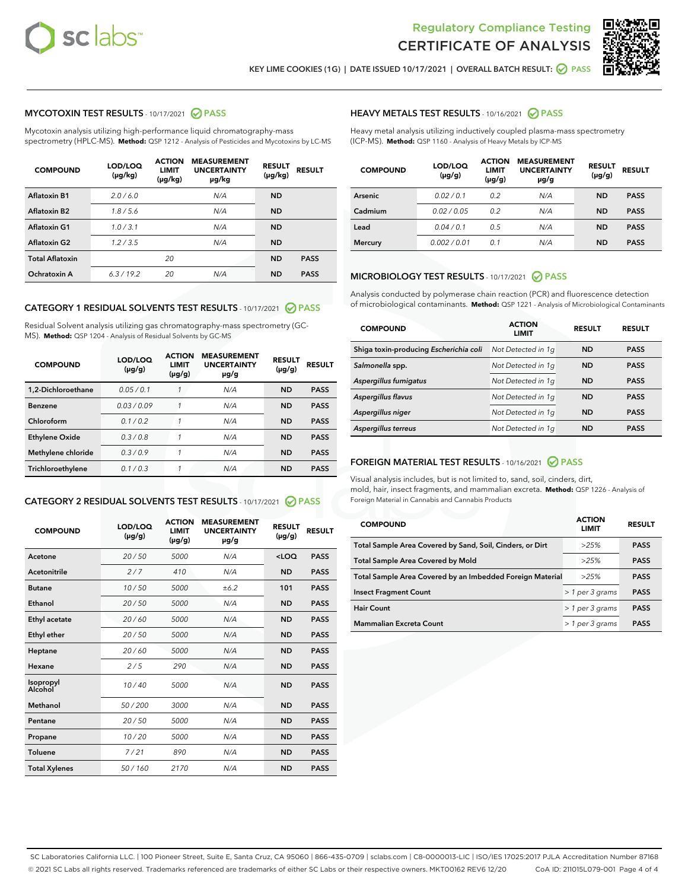# Regulatory Compliance Testing
# CERTIFICATE OF ANALYSIS

KEY LIME COOKIES (1G) | DATE ISSUED 10/17/2021 | OVERALL BATCH RESULT: PASS

## MYCOTOXIN TEST RESULTS - 10/17/2021 PASS

Mycotoxin analysis utilizing high-performance liquid chromatography-mass spectrometry (HPLC-MS). **Method:** QSP 1212 - Analysis of Pesticides and Mycotoxins by LC-MS

| COMPOUND | LOD/LOQ (µg/kg) | ACTION LIMIT (µg/kg) | MEASUREMENT UNCERTAINTY µg/kg | RESULT (µg/kg) | RESULT |
|---|---|---|---|---|---|
| Aflatoxin B1 | 2.0 / 6.0 | | N/A | ND | |
| Aflatoxin B2 | 1.8 / 5.6 | | N/A | ND | |
| Aflatoxin G1 | 1.0 / 3.1 | | N/A | ND | |
| Aflatoxin G2 | 1.2 / 3.5 | | N/A | ND | |
| Total Aflatoxin | | 20 | | ND | PASS |
| Ochratoxin A | 6.3 / 19.2 | 20 | N/A | ND | PASS |

## CATEGORY 1 RESIDUAL SOLVENTS TEST RESULTS - 10/17/2021 PASS

Residual Solvent analysis utilizing gas chromatography-mass spectrometry (GC-MS). **Method:** QSP 1204 - Analysis of Residual Solvents by GC-MS

| COMPOUND | LOD/LOQ (µg/g) | ACTION LIMIT (µg/g) | MEASUREMENT UNCERTAINTY µg/g | RESULT (µg/g) | RESULT |
|---|---|---|---|---|---|
| 1,2-Dichloroethane | 0.05 / 0.1 | 1 | N/A | ND | PASS |
| Benzene | 0.03 / 0.09 | 1 | N/A | ND | PASS |
| Chloroform | 0.1 / 0.2 | 1 | N/A | ND | PASS |
| Ethylene Oxide | 0.3 / 0.8 | 1 | N/A | ND | PASS |
| Methylene chloride | 0.3 / 0.9 | 1 | N/A | ND | PASS |
| Trichloroethylene | 0.1 / 0.3 | 1 | N/A | ND | PASS |

## CATEGORY 2 RESIDUAL SOLVENTS TEST RESULTS - 10/17/2021 PASS

| COMPOUND | LOD/LOQ (µg/g) | ACTION LIMIT (µg/g) | MEASUREMENT UNCERTAINTY µg/g | RESULT (µg/g) | RESULT |
|---|---|---|---|---|---|
| Acetone | 20 / 50 | 5000 | N/A | <LOQ | PASS |
| Acetonitrile | 2 / 7 | 410 | N/A | ND | PASS |
| Butane | 10 / 50 | 5000 | ±6.2 | 101 | PASS |
| Ethanol | 20 / 50 | 5000 | N/A | ND | PASS |
| Ethyl acetate | 20 / 60 | 5000 | N/A | ND | PASS |
| Ethyl ether | 20 / 50 | 5000 | N/A | ND | PASS |
| Heptane | 20 / 60 | 5000 | N/A | ND | PASS |
| Hexane | 2 / 5 | 290 | N/A | ND | PASS |
| Isopropyl Alcohol | 10 / 40 | 5000 | N/A | ND | PASS |
| Methanol | 50 / 200 | 3000 | N/A | ND | PASS |
| Pentane | 20 / 50 | 5000 | N/A | ND | PASS |
| Propane | 10 / 20 | 5000 | N/A | ND | PASS |
| Toluene | 7 / 21 | 890 | N/A | ND | PASS |
| Total Xylenes | 50 / 160 | 2170 | N/A | ND | PASS |

## HEAVY METALS TEST RESULTS - 10/16/2021 PASS

Heavy metal analysis utilizing inductively coupled plasma-mass spectrometry (ICP-MS). **Method:** QSP 1160 - Analysis of Heavy Metals by ICP-MS

| COMPOUND | LOD/LOQ (µg/g) | ACTION LIMIT (µg/g) | MEASUREMENT UNCERTAINTY µg/g | RESULT (µg/g) | RESULT |
|---|---|---|---|---|---|
| Arsenic | 0.02 / 0.1 | 0.2 | N/A | ND | PASS |
| Cadmium | 0.02 / 0.05 | 0.2 | N/A | ND | PASS |
| Lead | 0.04 / 0.1 | 0.5 | N/A | ND | PASS |
| Mercury | 0.002 / 0.01 | 0.1 | N/A | ND | PASS |

## MICROBIOLOGY TEST RESULTS - 10/17/2021 PASS

Analysis conducted by polymerase chain reaction (PCR) and fluorescence detection of microbiological contaminants. **Method:** QSP 1221 - Analysis of Microbiological Contaminants

| COMPOUND | ACTION LIMIT | RESULT | RESULT |
|---|---|---|---|
| Shiga toxin-producing *Escherichia coli* | Not Detected in 1g | ND | PASS |
| *Salmonella* spp. | Not Detected in 1g | ND | PASS |
| *Aspergillus fumigatus* | Not Detected in 1g | ND | PASS |
| *Aspergillus flavus* | Not Detected in 1g | ND | PASS |
| *Aspergillus niger* | Not Detected in 1g | ND | PASS |
| *Aspergillus terreus* | Not Detected in 1g | ND | PASS |

## FOREIGN MATERIAL TEST RESULTS - 10/16/2021 PASS

Visual analysis includes, but is not limited to, sand, soil, cinders, dirt, mold, hair, insect fragments, and mammalian excreta. **Method:** QSP 1226 - Analysis of Foreign Material in Cannabis and Cannabis Products

| COMPOUND | ACTION LIMIT | RESULT |
|---|---|---|
| Total Sample Area Covered by Sand, Soil, Cinders, or Dirt | >25% | PASS |
| Total Sample Area Covered by Mold | >25% | PASS |
| Total Sample Area Covered by an Imbedded Foreign Material | >25% | PASS |
| Insect Fragment Count | > 1 per 3 grams | PASS |
| Hair Count | > 1 per 3 grams | PASS |
| Mammalian Excreta Count | > 1 per 3 grams | PASS |

SC Laboratories California LLC. | 100 Pioneer Street, Suite E, Santa Cruz, CA 95060 | 866-435-0709 | sclabs.com | C8-0000013-LIC | ISO/IES 17025:2017 PJLA Accreditation Number 87168
© 2021 SC Labs all rights reserved. Trademarks referenced are trademarks of either SC Labs or their respective owners. MKT00162 REV6 12/20 CoA ID: 211015L079-001